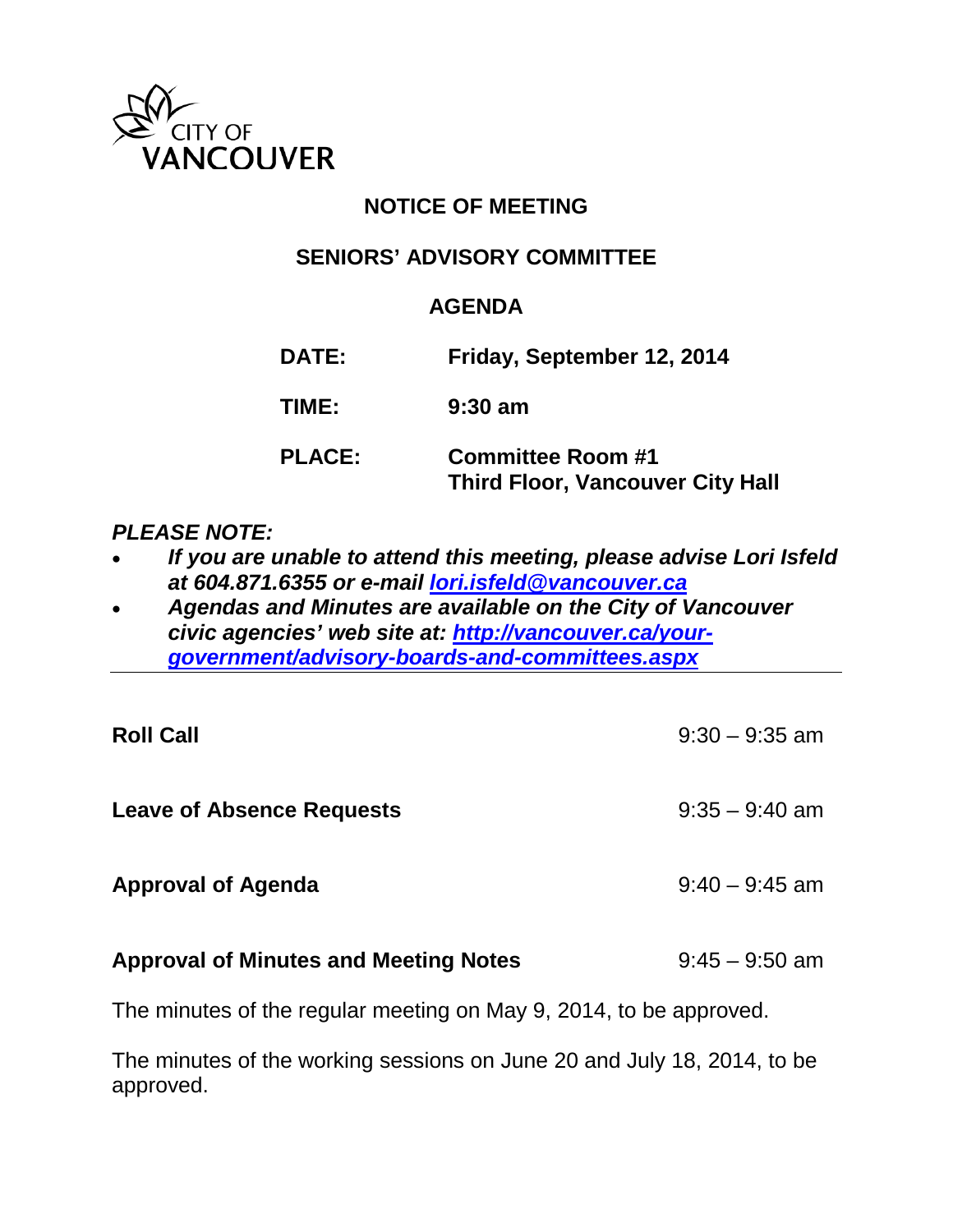CITY OF VANCOUVER

# NOTICE OF MEETING

## SENIORS' ADVISORY COMMITTEE

## AGENDA

**DATE:** **Friday, September 12, 2014**

**TIME:** **9:30 am**

**PLACE:** **Committee Room #1**
**Third Floor, Vancouver City Hall**

***PLEASE NOTE:***

- ***If you are unable to attend this meeting, please advise Lori Isfeld at 604.871.6355 or e-mail [lori.isfeld@vancouver.ca](mailto:lori.isfeld@vancouver.ca)***
- ***Agendas and Minutes are available on the City of Vancouver civic agencies' web site at: [http://vancouver.ca/your-government/advisory-boards-and-committees.aspx](http://vancouver.ca/your-government/advisory-boards-and-committees.aspx)***

---

**Roll Call** 9:30 – 9:35 am

**Leave of Absence Requests** 9:35 – 9:40 am

**Approval of Agenda** 9:40 – 9:45 am

**Approval of Minutes and Meeting Notes** 9:45 – 9:50 am

The minutes of the regular meeting on May 9, 2014, to be approved.

The minutes of the working sessions on June 20 and July 18, 2014, to be approved.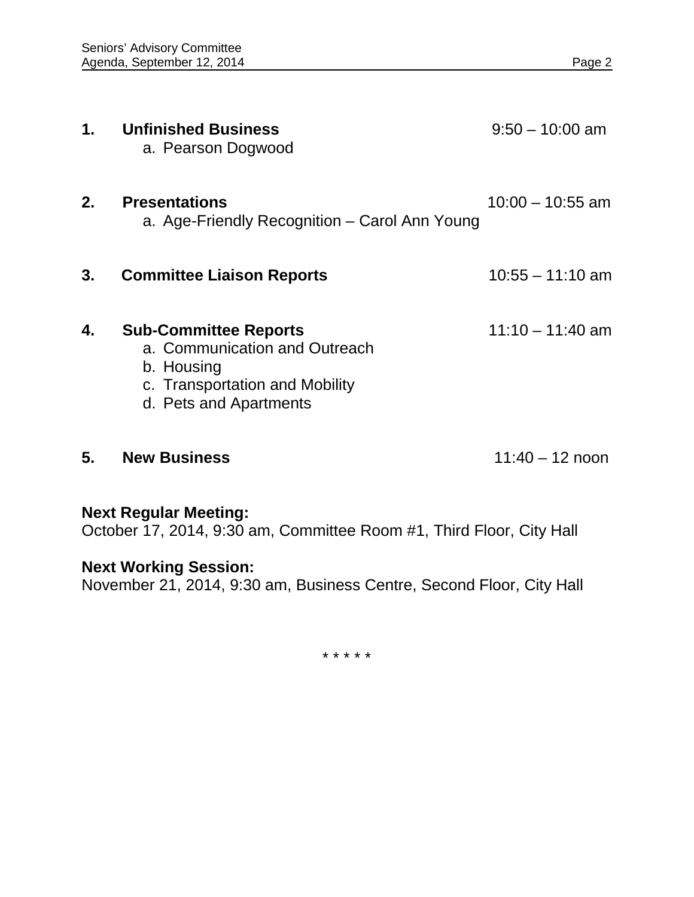**1. Unfinished Business** 9:50 – 10:00 am

a. Pearson Dogwood

**2. Presentations** 10:00 – 10:55 am

a. Age-Friendly Recognition – Carol Ann Young

**3. Committee Liaison Reports** 10:55 – 11:10 am

**4. Sub-Committee Reports** 11:10 – 11:40 am

a. Communication and Outreach
b. Housing
c. Transportation and Mobility
d. Pets and Apartments

**5. New Business** 11:40 – 12 noon

**Next Regular Meeting:**
October 17, 2014, 9:30 am, Committee Room #1, Third Floor, City Hall

**Next Working Session:**
November 21, 2014, 9:30 am, Business Centre, Second Floor, City Hall

* * * * *